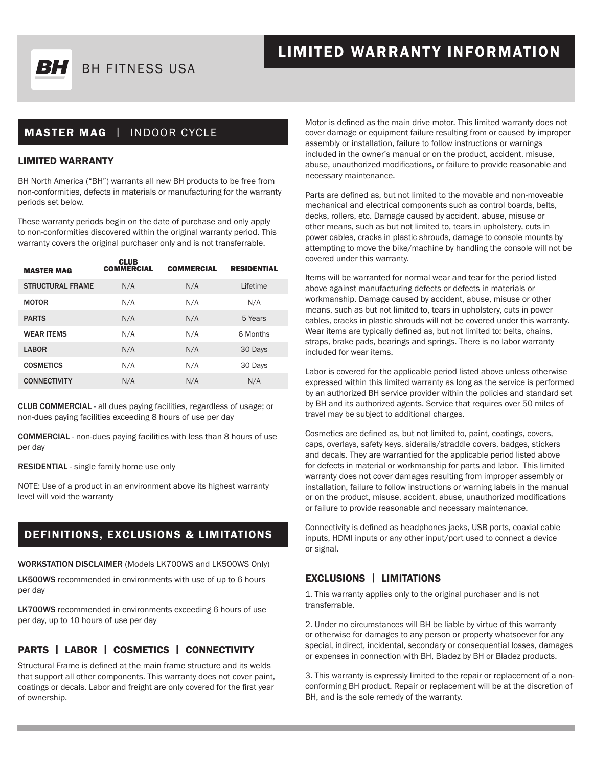# LIMITED WARRANTY INFORMATION

BH FITNESS USA

## MASTER MAG | INDOOR CYCLE

### LIMITED WARRANTY

BH North America ("BH") warrants all new BH products to be free from non-conformities, defects in materials or manufacturing for the warranty periods set below.

These warranty periods begin on the date of purchase and only apply to non-conformities discovered within the original warranty period. This warranty covers the original purchaser only and is not transferrable.

| MASTER MAG | CLUB COMMERCIAL | COMMERCIAL | RESIDENTIAL |
|---|---|---|---|
| STRUCTURAL FRAME | N/A | N/A | Lifetime |
| MOTOR | N/A | N/A | N/A |
| PARTS | N/A | N/A | 5 Years |
| WEAR ITEMS | N/A | N/A | 6 Months |
| LABOR | N/A | N/A | 30 Days |
| COSMETICS | N/A | N/A | 30 Days |
| CONNECTIVITY | N/A | N/A | N/A |

**CLUB COMMERCIAL** - all dues paying facilities, regardless of usage; or non-dues paying facilities exceeding 8 hours of use per day

**COMMERCIAL** - non-dues paying facilities with less than 8 hours of use per day

**RESIDENTIAL** - single family home use only

NOTE: Use of a product in an environment above its highest warranty level will void the warranty

## DEFINITIONS, EXCLUSIONS & LIMITATIONS

**WORKSTATION DISCLAIMER** (Models LK700WS and LK500WS Only)

**LK500WS** recommended in environments with use of up to 6 hours per day

**LK700WS** recommended in environments exceeding 6 hours of use per day, up to 10 hours of use per day

### PARTS | LABOR | COSMETICS | CONNECTIVITY

Structural Frame is defined at the main frame structure and its welds that support all other components. This warranty does not cover paint, coatings or decals. Labor and freight are only covered for the first year of ownership.

Motor is defined as the main drive motor. This limited warranty does not cover damage or equipment failure resulting from or caused by improper assembly or installation, failure to follow instructions or warnings included in the owner's manual or on the product, accident, misuse, abuse, unauthorized modifications, or failure to provide reasonable and necessary maintenance.

Parts are defined as, but not limited to the movable and non-moveable mechanical and electrical components such as control boards, belts, decks, rollers, etc. Damage caused by accident, abuse, misuse or other means, such as but not limited to, tears in upholstery, cuts in power cables, cracks in plastic shrouds, damage to console mounts by attempting to move the bike/machine by handling the console will not be covered under this warranty.

Items will be warranted for normal wear and tear for the period listed above against manufacturing defects or defects in materials or workmanship. Damage caused by accident, abuse, misuse or other means, such as but not limited to, tears in upholstery, cuts in power cables, cracks in plastic shrouds will not be covered under this warranty. Wear items are typically defined as, but not limited to: belts, chains, straps, brake pads, bearings and springs. There is no labor warranty included for wear items.

Labor is covered for the applicable period listed above unless otherwise expressed within this limited warranty as long as the service is performed by an authorized BH service provider within the policies and standard set by BH and its authorized agents. Service that requires over 50 miles of travel may be subject to additional charges.

Cosmetics are defined as, but not limited to, paint, coatings, covers, caps, overlays, safety keys, siderails/straddle covers, badges, stickers and decals. They are warrantied for the applicable period listed above for defects in material or workmanship for parts and labor. This limited warranty does not cover damages resulting from improper assembly or installation, failure to follow instructions or warning labels in the manual or on the product, misuse, accident, abuse, unauthorized modifications or failure to provide reasonable and necessary maintenance.

Connectivity is defined as headphones jacks, USB ports, coaxial cable inputs, HDMI inputs or any other input/port used to connect a device or signal.

### EXCLUSIONS | LIMITATIONS

1. This warranty applies only to the original purchaser and is not transferrable.

2. Under no circumstances will BH be liable by virtue of this warranty or otherwise for damages to any person or property whatsoever for any special, indirect, incidental, secondary or consequential losses, damages or expenses in connection with BH, Bladez by BH or Bladez products.

3. This warranty is expressly limited to the repair or replacement of a non-conforming BH product. Repair or replacement will be at the discretion of BH, and is the sole remedy of the warranty.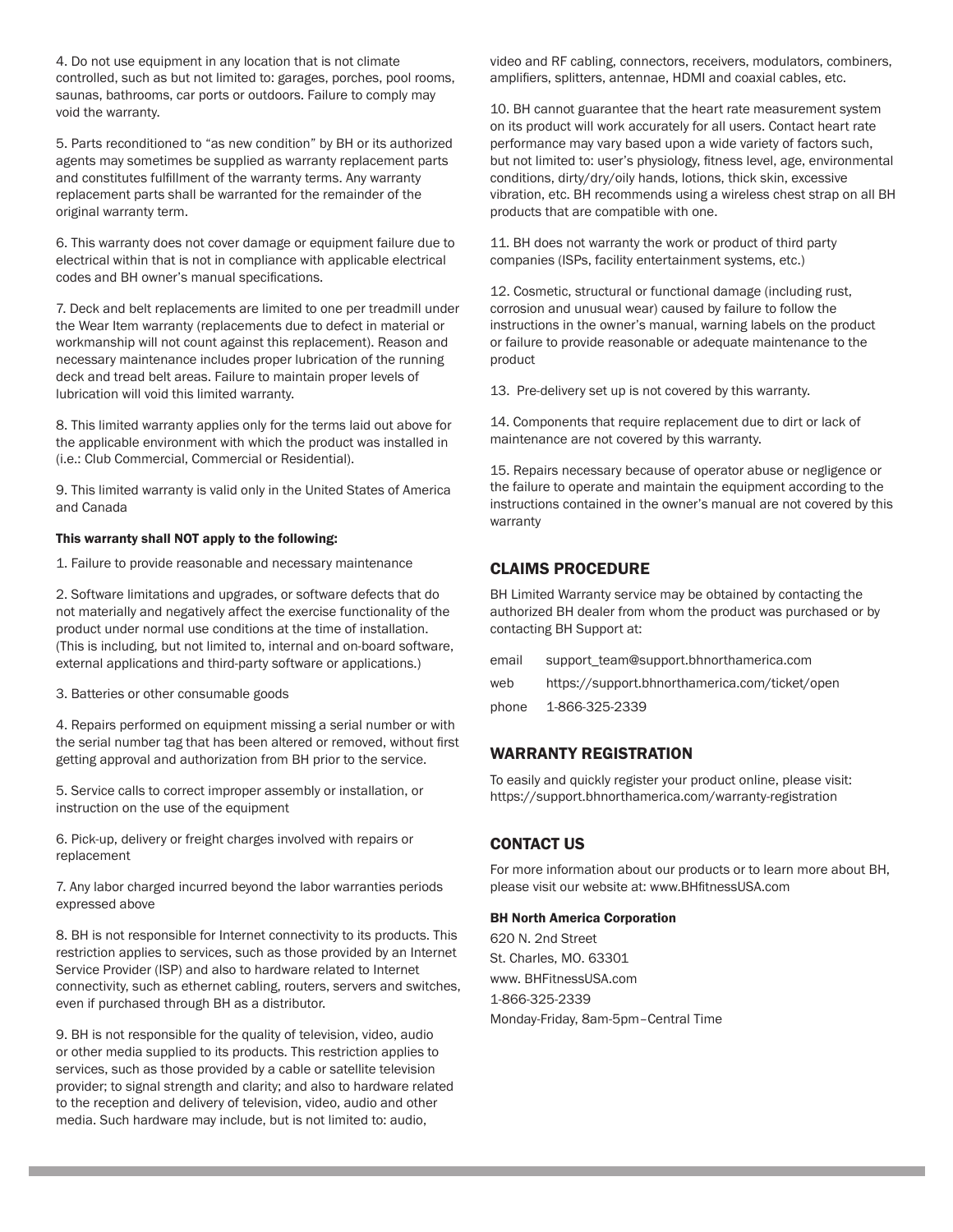4. Do not use equipment in any location that is not climate controlled, such as but not limited to: garages, porches, pool rooms, saunas, bathrooms, car ports or outdoors. Failure to comply may void the warranty.

5. Parts reconditioned to "as new condition" by BH or its authorized agents may sometimes be supplied as warranty replacement parts and constitutes fulfillment of the warranty terms. Any warranty replacement parts shall be warranted for the remainder of the original warranty term.

6. This warranty does not cover damage or equipment failure due to electrical within that is not in compliance with applicable electrical codes and BH owner's manual specifications.

7. Deck and belt replacements are limited to one per treadmill under the Wear Item warranty (replacements due to defect in material or workmanship will not count against this replacement). Reason and necessary maintenance includes proper lubrication of the running deck and tread belt areas. Failure to maintain proper levels of lubrication will void this limited warranty.

8. This limited warranty applies only for the terms laid out above for the applicable environment with which the product was installed in (i.e.: Club Commercial, Commercial or Residential).

9. This limited warranty is valid only in the United States of America and Canada

**This warranty shall NOT apply to the following:**

1. Failure to provide reasonable and necessary maintenance

2. Software limitations and upgrades, or software defects that do not materially and negatively affect the exercise functionality of the product under normal use conditions at the time of installation. (This is including, but not limited to, internal and on-board software, external applications and third-party software or applications.)

3. Batteries or other consumable goods

4. Repairs performed on equipment missing a serial number or with the serial number tag that has been altered or removed, without first getting approval and authorization from BH prior to the service.

5. Service calls to correct improper assembly or installation, or instruction on the use of the equipment

6. Pick-up, delivery or freight charges involved with repairs or replacement

7. Any labor charged incurred beyond the labor warranties periods expressed above

8. BH is not responsible for Internet connectivity to its products. This restriction applies to services, such as those provided by an Internet Service Provider (ISP) and also to hardware related to Internet connectivity, such as ethernet cabling, routers, servers and switches, even if purchased through BH as a distributor.

9. BH is not responsible for the quality of television, video, audio or other media supplied to its products. This restriction applies to services, such as those provided by a cable or satellite television provider; to signal strength and clarity; and also to hardware related to the reception and delivery of television, video, audio and other media. Such hardware may include, but is not limited to: audio, video and RF cabling, connectors, receivers, modulators, combiners, amplifiers, splitters, antennae, HDMI and coaxial cables, etc.

10. BH cannot guarantee that the heart rate measurement system on its product will work accurately for all users. Contact heart rate performance may vary based upon a wide variety of factors such, but not limited to: user's physiology, fitness level, age, environmental conditions, dirty/dry/oily hands, lotions, thick skin, excessive vibration, etc. BH recommends using a wireless chest strap on all BH products that are compatible with one.

11. BH does not warranty the work or product of third party companies (ISPs, facility entertainment systems, etc.)

12. Cosmetic, structural or functional damage (including rust, corrosion and unusual wear) caused by failure to follow the instructions in the owner's manual, warning labels on the product or failure to provide reasonable or adequate maintenance to the product

13. Pre-delivery set up is not covered by this warranty.

14. Components that require replacement due to dirt or lack of maintenance are not covered by this warranty.

15. Repairs necessary because of operator abuse or negligence or the failure to operate and maintain the equipment according to the instructions contained in the owner's manual are not covered by this warranty

## CLAIMS PROCEDURE

BH Limited Warranty service may be obtained by contacting the authorized BH dealer from whom the product was purchased or by contacting BH Support at:

email support_team@support.bhnorthamerica.com

web https://support.bhnorthamerica.com/ticket/open

phone 1-866-325-2339

## WARRANTY REGISTRATION

To easily and quickly register your product online, please visit: https://support.bhnorthamerica.com/warranty-registration

## CONTACT US

For more information about our products or to learn more about BH, please visit our website at: www.BHfitnessUSA.com

**BH North America Corporation**

620 N. 2nd Street
St. Charles, MO. 63301
www. BHFitnessUSA.com
1-866-325-2339
Monday-Friday, 8am-5pm–Central Time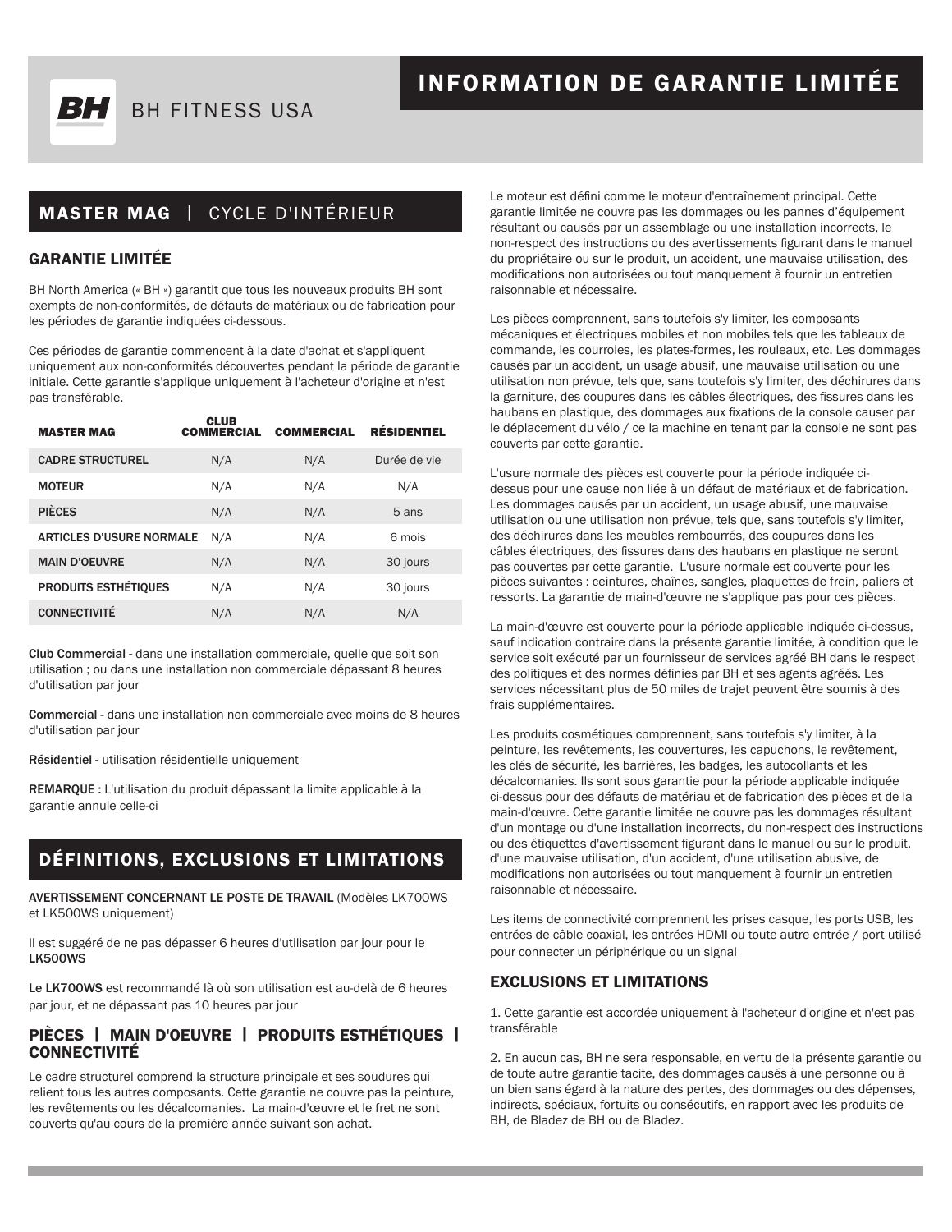BH FITNESS USA

# INFORMATION DE GARANTIE LIMITÉE

## MASTER MAG | CYCLE D'INTÉRIEUR

### GARANTIE LIMITÉE

BH North America (« BH ») garantit que tous les nouveaux produits BH sont exempts de non-conformités, de défauts de matériaux ou de fabrication pour les périodes de garantie indiquées ci-dessous.

Ces périodes de garantie commencent à la date d'achat et s'appliquent uniquement aux non-conformités découvertes pendant la période de garantie initiale. Cette garantie s'applique uniquement à l'acheteur d'origine et n'est pas transférable.

| MASTER MAG | CLUB COMMERCIAL | COMMERCIAL | RÉSIDENTIEL |
|---|---|---|---|
| CADRE STRUCTUREL | N/A | N/A | Durée de vie |
| MOTEUR | N/A | N/A | N/A |
| PIÈCES | N/A | N/A | 5 ans |
| ARTICLES D'USURE NORMALE | N/A | N/A | 6 mois |
| MAIN D'OEUVRE | N/A | N/A | 30 jours |
| PRODUITS ESTHÉTIQUES | N/A | N/A | 30 jours |
| CONNECTIVITÉ | N/A | N/A | N/A |

**Club Commercial -** dans une installation commerciale, quelle que soit son utilisation ; ou dans une installation non commerciale dépassant 8 heures d'utilisation par jour

**Commercial -** dans une installation non commerciale avec moins de 8 heures d'utilisation par jour

**Résidentiel -** utilisation résidentielle uniquement

**REMARQUE :** L'utilisation du produit dépassant la limite applicable à la garantie annule celle-ci

## DÉFINITIONS, EXCLUSIONS ET LIMITATIONS

**AVERTISSEMENT CONCERNANT LE POSTE DE TRAVAIL** (Modèles LK700WS et LK500WS uniquement)

Il est suggéré de ne pas dépasser 6 heures d'utilisation par jour pour le **LK500WS**

**Le LK700WS** est recommandé là où son utilisation est au-delà de 6 heures par jour, et ne dépassant pas 10 heures par jour

### PIÈCES | MAIN D'OEUVRE | PRODUITS ESTHÉTIQUES | CONNECTIVITÉ

Le cadre structurel comprend la structure principale et ses soudures qui relient tous les autres composants. Cette garantie ne couvre pas la peinture, les revêtements ou les décalcomanies. La main-d'œuvre et le fret ne sont couverts qu'au cours de la première année suivant son achat.

Le moteur est défini comme le moteur d'entraînement principal. Cette garantie limitée ne couvre pas les dommages ou les pannes d'équipement résultant ou causés par un assemblage ou une installation incorrects, le non-respect des instructions ou des avertissements figurant dans le manuel du propriétaire ou sur le produit, un accident, une mauvaise utilisation, des modifications non autorisées ou tout manquement à fournir un entretien raisonnable et nécessaire.

Les pièces comprennent, sans toutefois s'y limiter, les composants mécaniques et électriques mobiles et non mobiles tels que les tableaux de commande, les courroies, les plates-formes, les rouleaux, etc. Les dommages causés par un accident, un usage abusif, une mauvaise utilisation ou une utilisation non prévue, tels que, sans toutefois s'y limiter, des déchirures dans la garniture, des coupures dans les câbles électriques, des fissures dans les haubans en plastique, des dommages aux fixations de la console causer par le déplacement du vélo / ce la machine en tenant par la console ne sont pas couverts par cette garantie.

L'usure normale des pièces est couverte pour la période indiquée ci-dessus pour une cause non liée à un défaut de matériaux et de fabrication. Les dommages causés par un accident, un usage abusif, une mauvaise utilisation ou une utilisation non prévue, tels que, sans toutefois s'y limiter, des déchirures dans les meubles rembourrés, des coupures dans les câbles électriques, des fissures dans des haubans en plastique ne seront pas couvertes par cette garantie. L'usure normale est couverte pour les pièces suivantes : ceintures, chaînes, sangles, plaquettes de frein, paliers et ressorts. La garantie de main-d'œuvre ne s'applique pas pour ces pièces.

La main-d'œuvre est couverte pour la période applicable indiquée ci-dessus, sauf indication contraire dans la présente garantie limitée, à condition que le service soit exécuté par un fournisseur de services agréé BH dans le respect des politiques et des normes définies par BH et ses agents agréés. Les services nécessitant plus de 50 miles de trajet peuvent être soumis à des frais supplémentaires.

Les produits cosmétiques comprennent, sans toutefois s'y limiter, à la peinture, les revêtements, les couvertures, les capuchons, le revêtement, les clés de sécurité, les barrières, les badges, les autocollants et les décalcomanies. Ils sont sous garantie pour la période applicable indiquée ci-dessus pour des défauts de matériau et de fabrication des pièces et de la main-d'œuvre. Cette garantie limitée ne couvre pas les dommages résultant d'un montage ou d'une installation incorrects, du non-respect des instructions ou des étiquettes d'avertissement figurant dans le manuel ou sur le produit, d'une mauvaise utilisation, d'un accident, d'une utilisation abusive, de modifications non autorisées ou tout manquement à fournir un entretien raisonnable et nécessaire.

Les items de connectivité comprennent les prises casque, les ports USB, les entrées de câble coaxial, les entrées HDMI ou toute autre entrée / port utilisé pour connecter un périphérique ou un signal

### EXCLUSIONS ET LIMITATIONS

1. Cette garantie est accordée uniquement à l'acheteur d'origine et n'est pas transférable

2. En aucun cas, BH ne sera responsable, en vertu de la présente garantie ou de toute autre garantie tacite, des dommages causés à une personne ou à un bien sans égard à la nature des pertes, des dommages ou des dépenses, indirects, spéciaux, fortuits ou consécutifs, en rapport avec les produits de BH, de Bladez de BH ou de Bladez.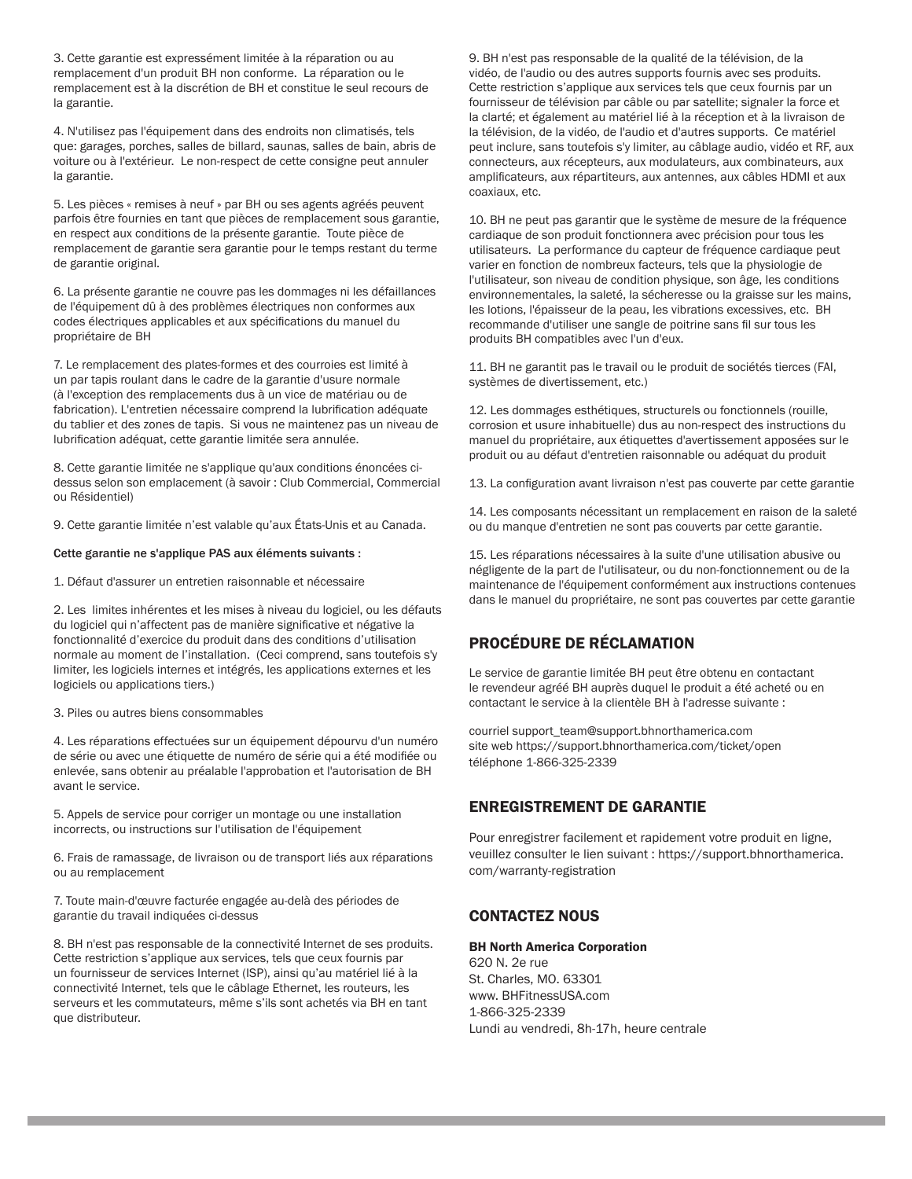3. Cette garantie est expressément limitée à la réparation ou au remplacement d'un produit BH non conforme. La réparation ou le remplacement est à la discrétion de BH et constitue le seul recours de la garantie.

4. N'utilisez pas l'équipement dans des endroits non climatisés, tels que: garages, porches, salles de billard, saunas, salles de bain, abris de voiture ou à l'extérieur. Le non-respect de cette consigne peut annuler la garantie.

5. Les pièces « remises à neuf » par BH ou ses agents agréés peuvent parfois être fournies en tant que pièces de remplacement sous garantie, en respect aux conditions de la présente garantie. Toute pièce de remplacement de garantie sera garantie pour le temps restant du terme de garantie original.

6. La présente garantie ne couvre pas les dommages ni les défaillances de l'équipement dû à des problèmes électriques non conformes aux codes électriques applicables et aux spécifications du manuel du propriétaire de BH

7. Le remplacement des plates-formes et des courroies est limité à un par tapis roulant dans le cadre de la garantie d'usure normale (à l'exception des remplacements dus à un vice de matériau ou de fabrication). L'entretien nécessaire comprend la lubrification adéquate du tablier et des zones de tapis. Si vous ne maintenez pas un niveau de lubrification adéquat, cette garantie limitée sera annulée.

8. Cette garantie limitée ne s'applique qu'aux conditions énoncées ci-dessus selon son emplacement (à savoir : Club Commercial, Commercial ou Résidentiel)

9. Cette garantie limitée n'est valable qu'aux États-Unis et au Canada.

Cette garantie ne s'applique PAS aux éléments suivants :

1. Défaut d'assurer un entretien raisonnable et nécessaire

2. Les limites inhérentes et les mises à niveau du logiciel, ou les défauts du logiciel qui n'affectent pas de manière significative et négative la fonctionnalité d'exercice du produit dans des conditions d'utilisation normale au moment de l'installation. (Ceci comprend, sans toutefois s'y limiter, les logiciels internes et intégrés, les applications externes et les logiciels ou applications tiers.)

3. Piles ou autres biens consommables

4. Les réparations effectuées sur un équipement dépourvu d'un numéro de série ou avec une étiquette de numéro de série qui a été modifiée ou enlevée, sans obtenir au préalable l'approbation et l'autorisation de BH avant le service.

5. Appels de service pour corriger un montage ou une installation incorrects, ou instructions sur l'utilisation de l'équipement

6. Frais de ramassage, de livraison ou de transport liés aux réparations ou au remplacement

7. Toute main-d'œuvre facturée engagée au-delà des périodes de garantie du travail indiquées ci-dessus

8. BH n'est pas responsable de la connectivité Internet de ses produits. Cette restriction s'applique aux services, tels que ceux fournis par un fournisseur de services Internet (ISP), ainsi qu'au matériel lié à la connectivité Internet, tels que le câblage Ethernet, les routeurs, les serveurs et les commutateurs, même s'ils sont achetés via BH en tant que distributeur.

9. BH n'est pas responsable de la qualité de la télévision, de la vidéo, de l'audio ou des autres supports fournis avec ses produits. Cette restriction s'applique aux services tels que ceux fournis par un fournisseur de télévision par câble ou par satellite; signaler la force et la clarté; et également au matériel lié à la réception et à la livraison de la télévision, de la vidéo, de l'audio et d'autres supports. Ce matériel peut inclure, sans toutefois s'y limiter, au câblage audio, vidéo et RF, aux connecteurs, aux récepteurs, aux modulateurs, aux combinateurs, aux amplificateurs, aux répartiteurs, aux antennes, aux câbles HDMI et aux coaxiaux, etc.

10. BH ne peut pas garantir que le système de mesure de la fréquence cardiaque de son produit fonctionnera avec précision pour tous les utilisateurs. La performance du capteur de fréquence cardiaque peut varier en fonction de nombreux facteurs, tels que la physiologie de l'utilisateur, son niveau de condition physique, son âge, les conditions environnementales, la saleté, la sécheresse ou la graisse sur les mains, les lotions, l'épaisseur de la peau, les vibrations excessives, etc. BH recommande d'utiliser une sangle de poitrine sans fil sur tous les produits BH compatibles avec l'un d'eux.

11. BH ne garantit pas le travail ou le produit de sociétés tierces (FAI, systèmes de divertissement, etc.)

12. Les dommages esthétiques, structurels ou fonctionnels (rouille, corrosion et usure inhabituelle) dus au non-respect des instructions du manuel du propriétaire, aux étiquettes d'avertissement apposées sur le produit ou au défaut d'entretien raisonnable ou adéquat du produit

13. La configuration avant livraison n'est pas couverte par cette garantie

14. Les composants nécessitant un remplacement en raison de la saleté ou du manque d'entretien ne sont pas couverts par cette garantie.

15. Les réparations nécessaires à la suite d'une utilisation abusive ou négligente de la part de l'utilisateur, ou du non-fonctionnement ou de la maintenance de l'équipement conformément aux instructions contenues dans le manuel du propriétaire, ne sont pas couvertes par cette garantie

## PROCÉDURE DE RÉCLAMATION

Le service de garantie limitée BH peut être obtenu en contactant le revendeur agréé BH auprès duquel le produit a été acheté ou en contactant le service à la clientèle BH à l'adresse suivante :

courriel support_team@support.bhnorthamerica.com
site web https://support.bhnorthamerica.com/ticket/open
téléphone 1-866-325-2339

## ENREGISTREMENT DE GARANTIE

Pour enregistrer facilement et rapidement votre produit en ligne, veuillez consulter le lien suivant : https://support.bhnorthamerica.com/warranty-registration

## CONTACTEZ NOUS

**BH North America Corporation**
620 N. 2e rue
St. Charles, MO. 63301
www. BHFitnessUSA.com
1-866-325-2339
Lundi au vendredi, 8h-17h, heure centrale